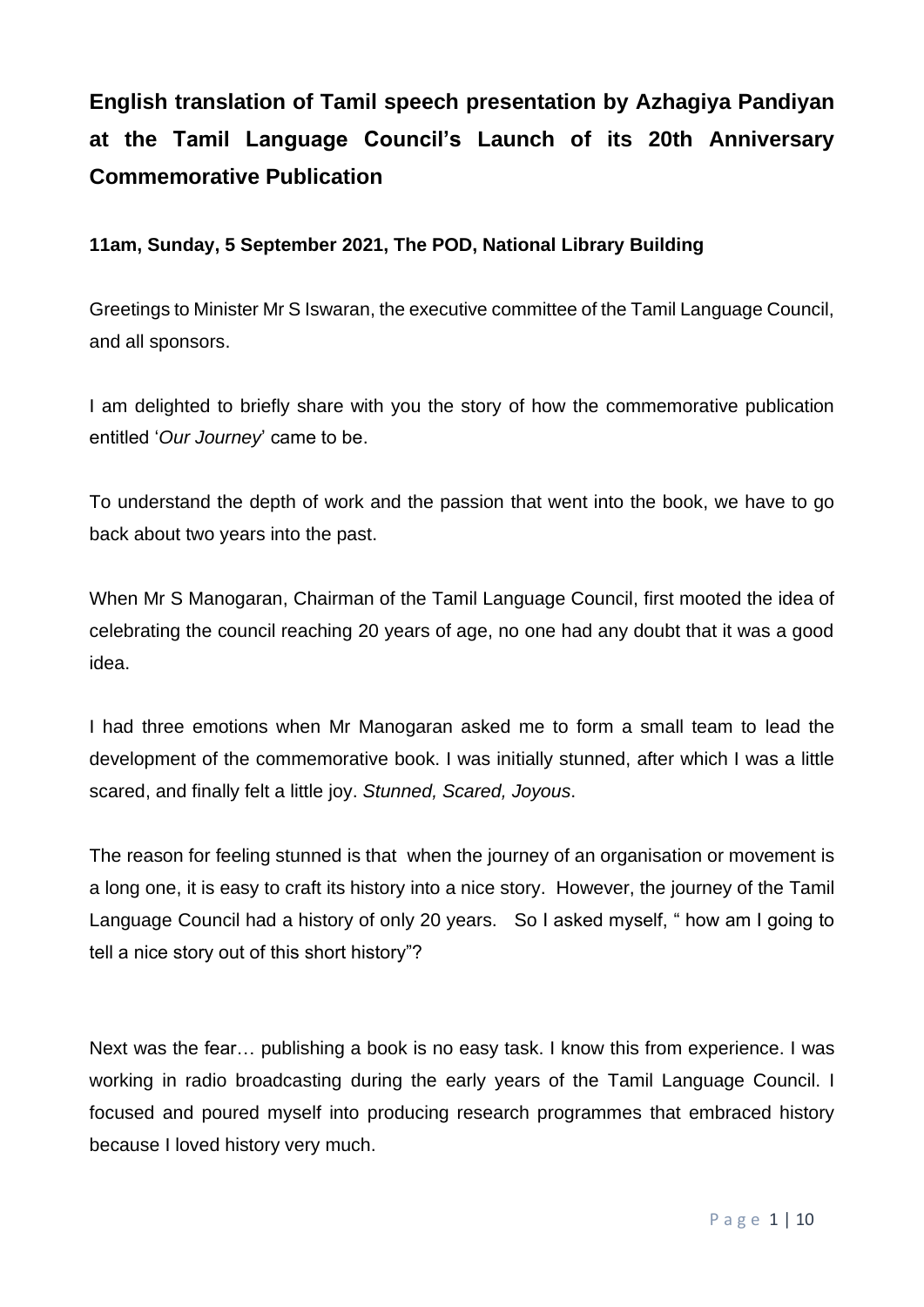# English translation of Tamil speech presentation by Azhagiya Pandiyan at the Tamil Language Council's Launch of its 20th Anniversary Commemorative Publication

**11am, Sunday, 5 September 2021, The POD, National Library Building**

Greetings to Minister Mr S Iswaran, the executive committee of the Tamil Language Council, and all sponsors.

I am delighted to briefly share with you the story of how the commemorative publication entitled '*Our Journey*' came to be.

To understand the depth of work and the passion that went into the book, we have to go back about two years into the past.

When Mr S Manogaran, Chairman of the Tamil Language Council, first mooted the idea of celebrating the council reaching 20 years of age, no one had any doubt that it was a good idea.

I had three emotions when Mr Manogaran asked me to form a small team to lead the development of the commemorative book. I was initially stunned, after which I was a little scared, and finally felt a little joy. *Stunned, Scared, Joyous*.

The reason for feeling stunned is that when the journey of an organisation or movement is a long one, it is easy to craft its history into a nice story. However, the journey of the Tamil Language Council had a history of only 20 years. So I asked myself, " how am I going to tell a nice story out of this short history"?

Next was the fear… publishing a book is no easy task. I know this from experience. I was working in radio broadcasting during the early years of the Tamil Language Council. I focused and poured myself into producing research programmes that embraced history because I loved history very much.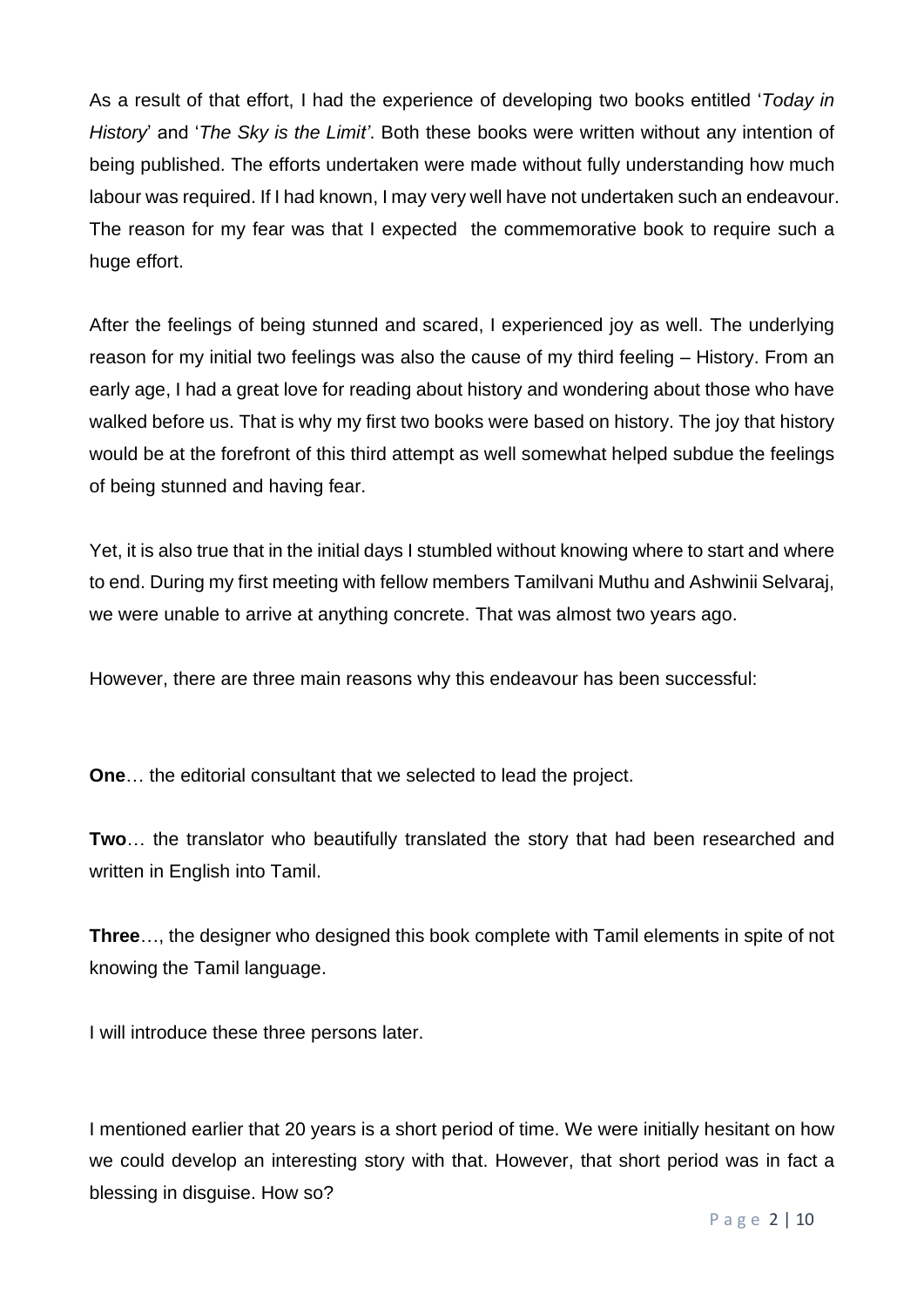As a result of that effort, I had the experience of developing two books entitled '*Today in History*' and '*The Sky is the Limit'*. Both these books were written without any intention of being published. The efforts undertaken were made without fully understanding how much labour was required. If I had known, I may very well have not undertaken such an endeavour. The reason for my fear was that I expected the commemorative book to require such a huge effort.

After the feelings of being stunned and scared, I experienced joy as well. The underlying reason for my initial two feelings was also the cause of my third feeling – History. From an early age, I had a great love for reading about history and wondering about those who have walked before us. That is why my first two books were based on history. The joy that history would be at the forefront of this third attempt as well somewhat helped subdue the feelings of being stunned and having fear.

Yet, it is also true that in the initial days I stumbled without knowing where to start and where to end. During my first meeting with fellow members Tamilvani Muthu and Ashwinii Selvaraj, we were unable to arrive at anything concrete. That was almost two years ago.

However, there are three main reasons why this endeavour has been successful:

**One**… the editorial consultant that we selected to lead the project.

**Two**… the translator who beautifully translated the story that had been researched and written in English into Tamil.

**Three**…, the designer who designed this book complete with Tamil elements in spite of not knowing the Tamil language.

I will introduce these three persons later.

I mentioned earlier that 20 years is a short period of time. We were initially hesitant on how we could develop an interesting story with that. However, that short period was in fact a blessing in disguise. How so?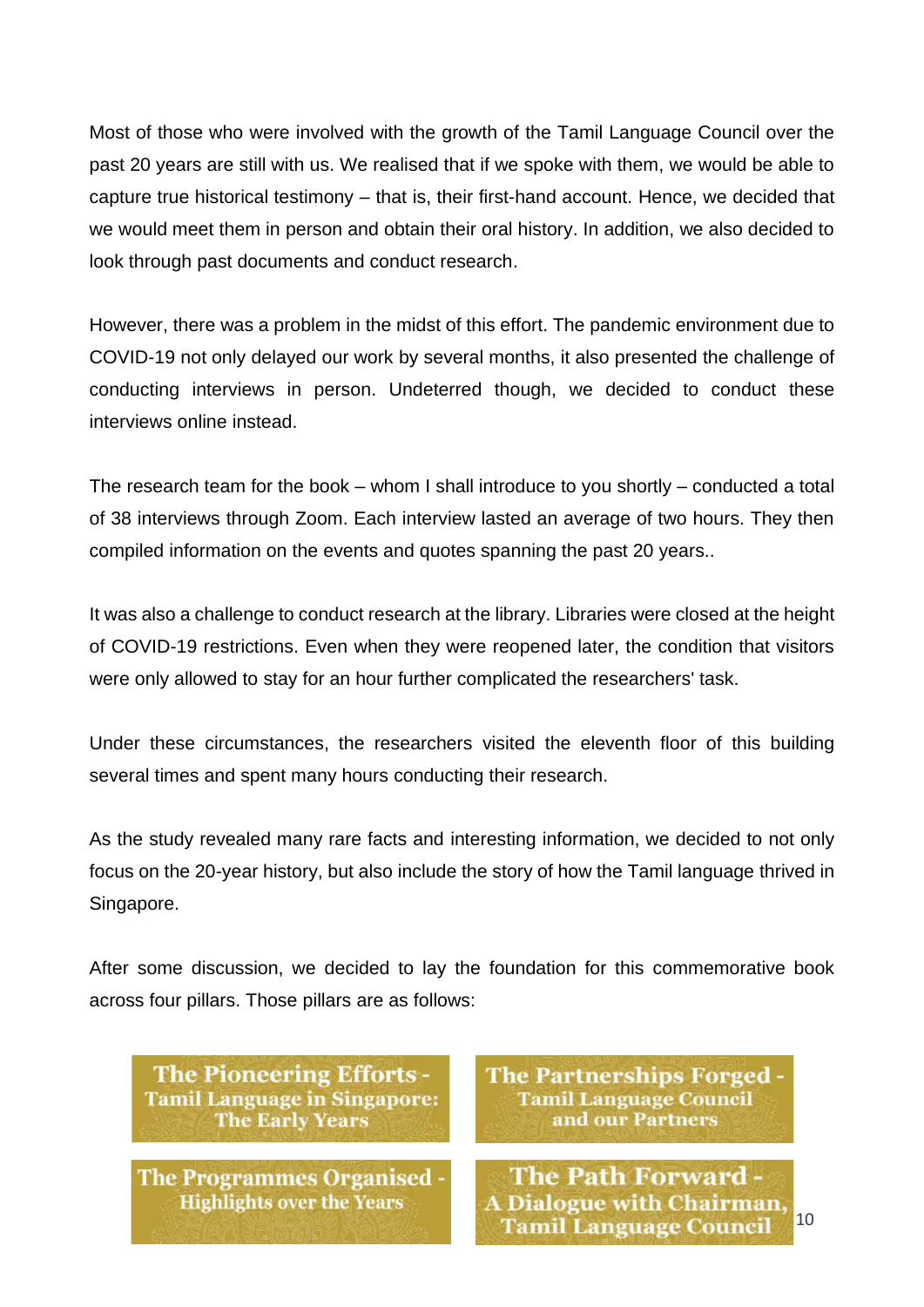Most of those who were involved with the growth of the Tamil Language Council over the past 20 years are still with us. We realised that if we spoke with them, we would be able to capture true historical testimony – that is, their first-hand account. Hence, we decided that we would meet them in person and obtain their oral history. In addition, we also decided to look through past documents and conduct research.

However, there was a problem in the midst of this effort. The pandemic environment due to COVID-19 not only delayed our work by several months, it also presented the challenge of conducting interviews in person. Undeterred though, we decided to conduct these interviews online instead.

The research team for the book – whom I shall introduce to you shortly – conducted a total of 38 interviews through Zoom. Each interview lasted an average of two hours. They then compiled information on the events and quotes spanning the past 20 years..

It was also a challenge to conduct research at the library. Libraries were closed at the height of COVID-19 restrictions. Even when they were reopened later, the condition that visitors were only allowed to stay for an hour further complicated the researchers' task.

Under these circumstances, the researchers visited the eleventh floor of this building several times and spent many hours conducting their research.

As the study revealed many rare facts and interesting information, we decided to not only focus on the 20-year history, but also include the story of how the Tamil language thrived in Singapore.

After some discussion, we decided to lay the foundation for this commemorative book across four pillars. Those pillars are as follows:

**The Pioneering Efforts - Tamil Language in Singapore: The Early Years**

**The Partnerships Forged - Tamil Language Council and our Partners**

**The Programmes Organised - Highlights over the Years**

**The Path Forward - A Dialogue with Chairman, Tamil Language Council**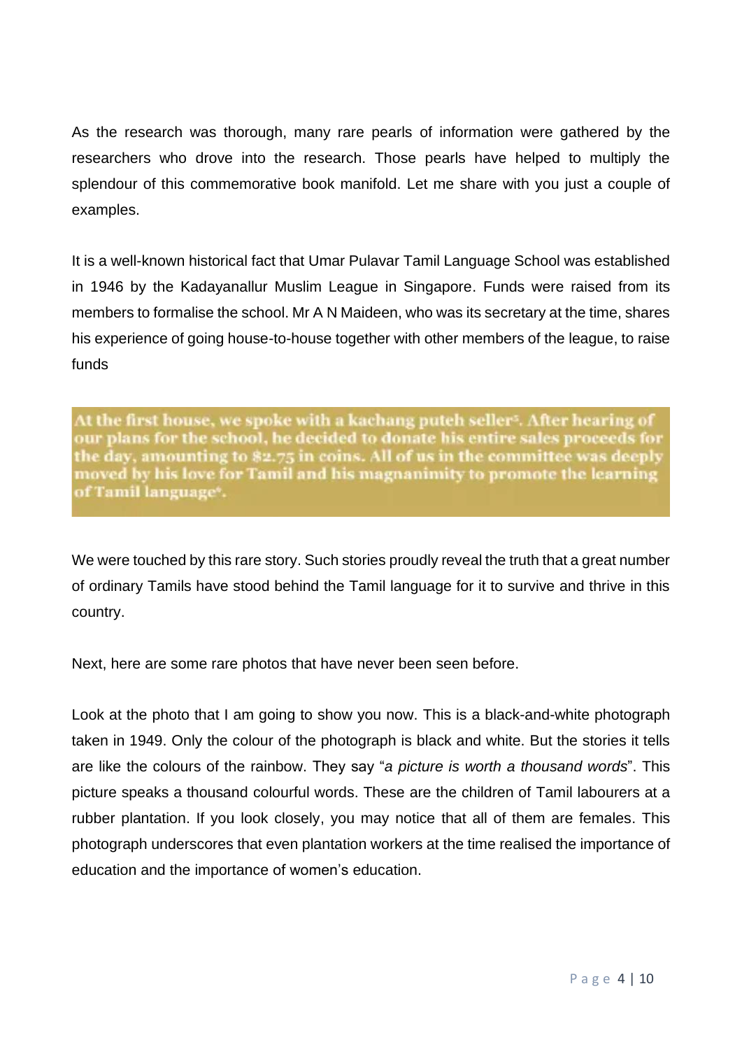As the research was thorough, many rare pearls of information were gathered by the researchers who drove into the research. Those pearls have helped to multiply the splendour of this commemorative book manifold. Let me share with you just a couple of examples.

It is a well-known historical fact that Umar Pulavar Tamil Language School was established in 1946 by the Kadayanallur Muslim League in Singapore. Funds were raised from its members to formalise the school. Mr A N Maideen, who was its secretary at the time, shares his experience of going house-to-house together with other members of the league, to raise funds

> **At the first house, we spoke with a kachang puteh seller[5]. After hearing of our plans for the school, he decided to donate his entire sales proceeds for the day, amounting to $2.75 in coins. All of us in the committee was deeply moved by his love for Tamil and his magnanimity to promote the learning of Tamil language[6].**

We were touched by this rare story. Such stories proudly reveal the truth that a great number of ordinary Tamils have stood behind the Tamil language for it to survive and thrive in this country.

Next, here are some rare photos that have never been seen before.

Look at the photo that I am going to show you now. This is a black-and-white photograph taken in 1949. Only the colour of the photograph is black and white. But the stories it tells are like the colours of the rainbow. They say "*a picture is worth a thousand words*". This picture speaks a thousand colourful words. These are the children of Tamil labourers at a rubber plantation. If you look closely, you may notice that all of them are females. This photograph underscores that even plantation workers at the time realised the importance of education and the importance of women's education.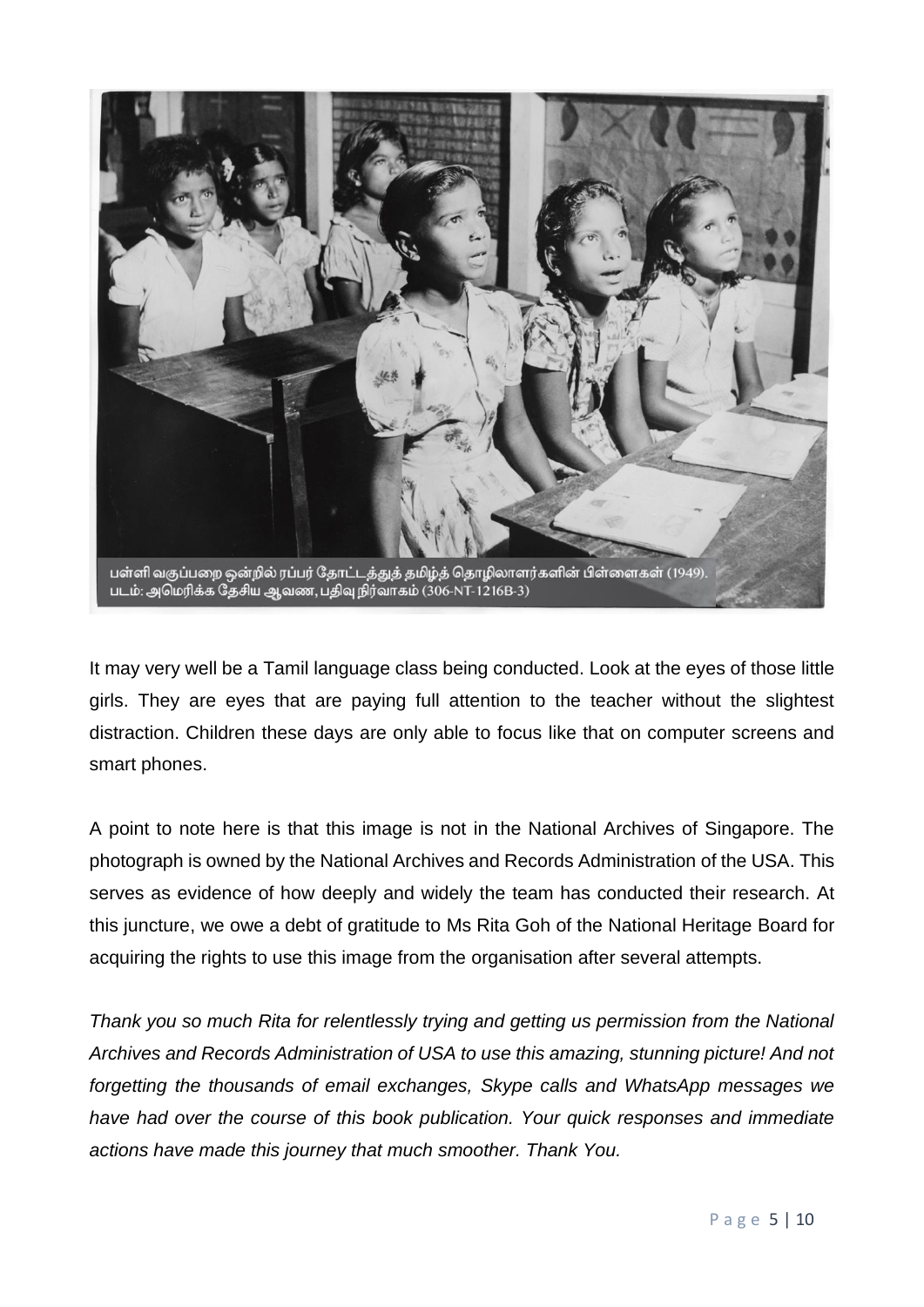பள்ளி வகுப்பறை ஒன்றில் ரப்பர் தோட்டத்துத் தமிழ்த் தொழிலாளர்களின் பிள்ளைகள் (1949).
படம்: அமெரிக்க தேசிய ஆவண, பதிவு நிர்வாகம் (306-NT-1216B-3)

It may very well be a Tamil language class being conducted. Look at the eyes of those little girls. They are eyes that are paying full attention to the teacher without the slightest distraction. Children these days are only able to focus like that on computer screens and smart phones.

A point to note here is that this image is not in the National Archives of Singapore. The photograph is owned by the National Archives and Records Administration of the USA. This serves as evidence of how deeply and widely the team has conducted their research. At this juncture, we owe a debt of gratitude to Ms Rita Goh of the National Heritage Board for acquiring the rights to use this image from the organisation after several attempts.

*Thank you so much Rita for relentlessly trying and getting us permission from the National Archives and Records Administration of USA to use this amazing, stunning picture! And not forgetting the thousands of email exchanges, Skype calls and WhatsApp messages we have had over the course of this book publication. Your quick responses and immediate actions have made this journey that much smoother. Thank You.*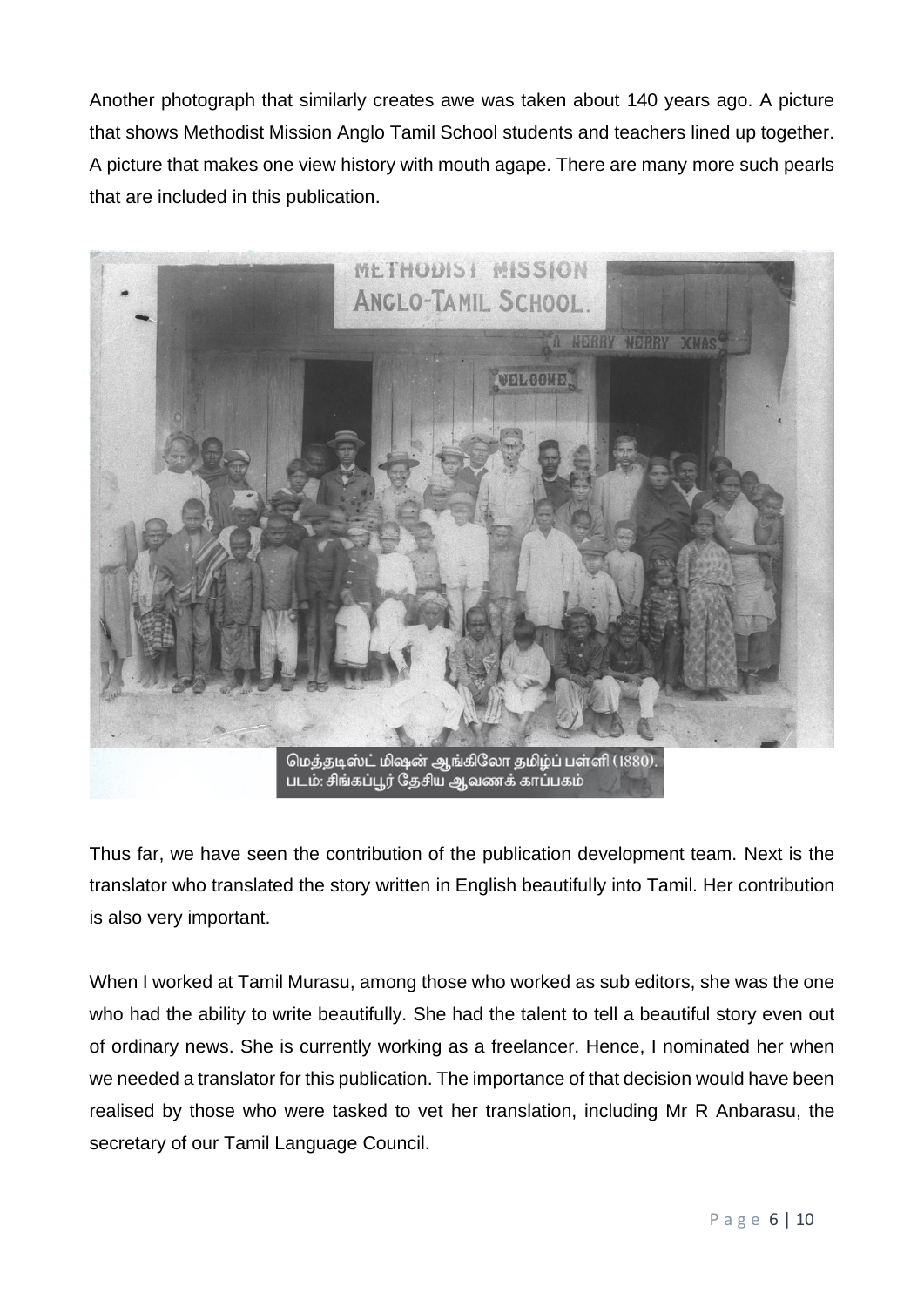Another photograph that similarly creates awe was taken about 140 years ago. A picture that shows Methodist Mission Anglo Tamil School students and teachers lined up together. A picture that makes one view history with mouth agape. There are many more such pearls that are included in this publication.

மெத்தடிஸ்ட் மிஷன் ஆங்கிலோ தமிழ்ப் பள்ளி (1880).
படம்: சிங்கப்பூர் தேசிய ஆவணக் காப்பகம்

Thus far, we have seen the contribution of the publication development team. Next is the translator who translated the story written in English beautifully into Tamil. Her contribution is also very important.

When I worked at Tamil Murasu, among those who worked as sub editors, she was the one who had the ability to write beautifully. She had the talent to tell a beautiful story even out of ordinary news. She is currently working as a freelancer. Hence, I nominated her when we needed a translator for this publication. The importance of that decision would have been realised by those who were tasked to vet her translation, including Mr R Anbarasu, the secretary of our Tamil Language Council.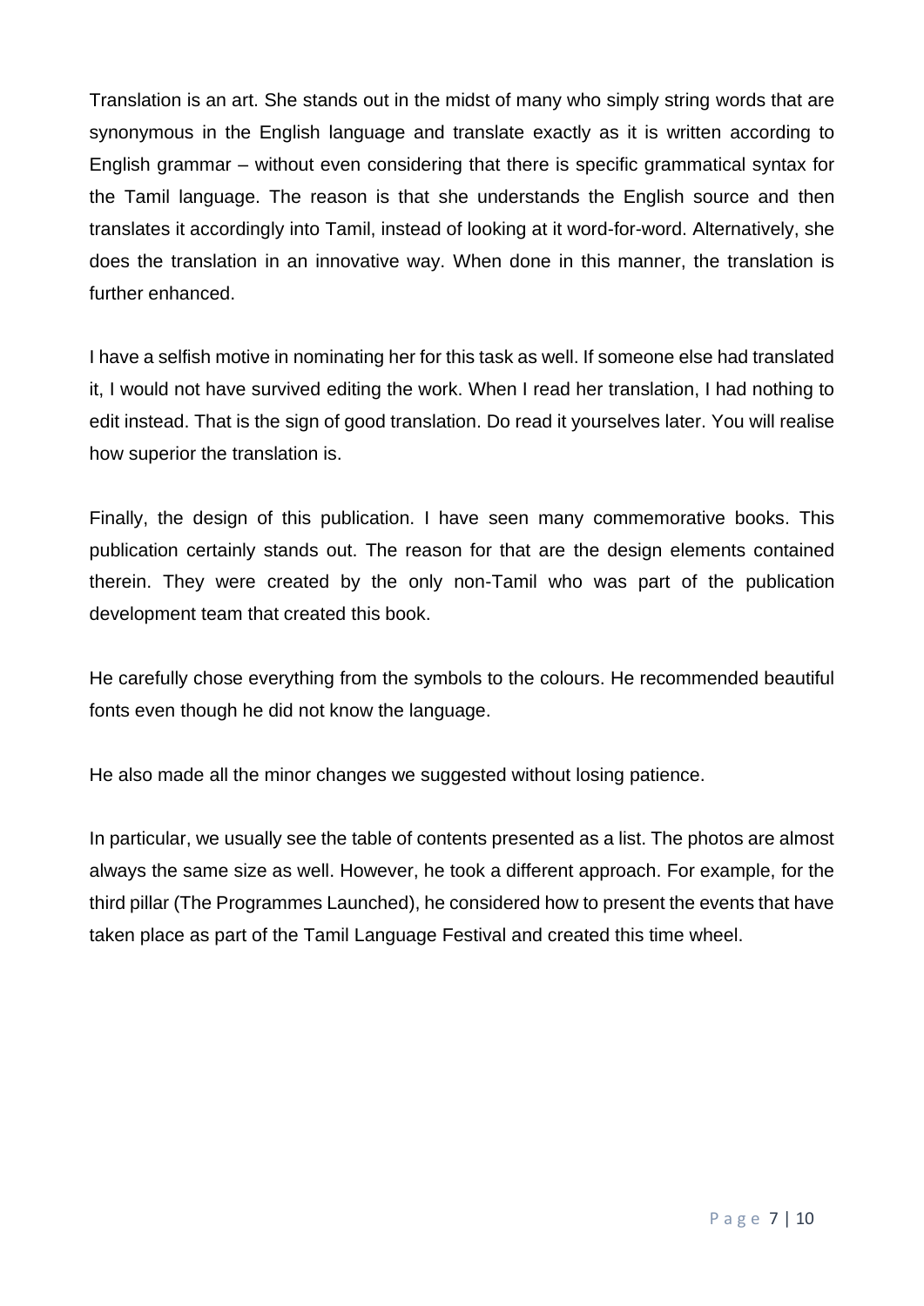Translation is an art. She stands out in the midst of many who simply string words that are synonymous in the English language and translate exactly as it is written according to English grammar – without even considering that there is specific grammatical syntax for the Tamil language. The reason is that she understands the English source and then translates it accordingly into Tamil, instead of looking at it word-for-word. Alternatively, she does the translation in an innovative way. When done in this manner, the translation is further enhanced.

I have a selfish motive in nominating her for this task as well. If someone else had translated it, I would not have survived editing the work. When I read her translation, I had nothing to edit instead. That is the sign of good translation. Do read it yourselves later. You will realise how superior the translation is.

Finally, the design of this publication. I have seen many commemorative books. This publication certainly stands out. The reason for that are the design elements contained therein. They were created by the only non-Tamil who was part of the publication development team that created this book.

He carefully chose everything from the symbols to the colours. He recommended beautiful fonts even though he did not know the language.

He also made all the minor changes we suggested without losing patience.

In particular, we usually see the table of contents presented as a list. The photos are almost always the same size as well. However, he took a different approach. For example, for the third pillar (The Programmes Launched), he considered how to present the events that have taken place as part of the Tamil Language Festival and created this time wheel.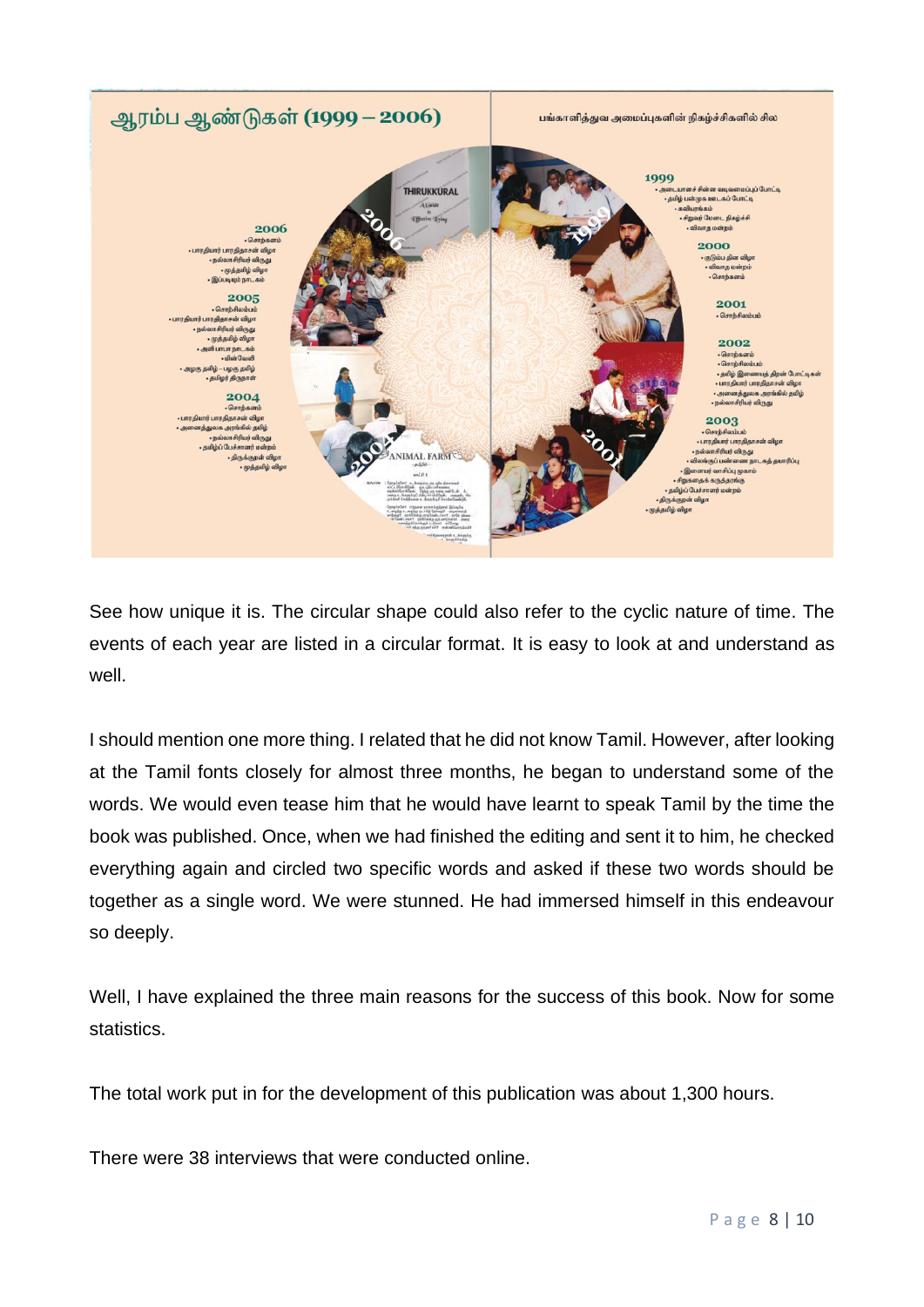See how unique it is. The circular shape could also refer to the cyclic nature of time. The events of each year are listed in a circular format. It is easy to look at and understand as well.

I should mention one more thing. I related that he did not know Tamil. However, after looking at the Tamil fonts closely for almost three months, he began to understand some of the words. We would even tease him that he would have learnt to speak Tamil by the time the book was published. Once, when we had finished the editing and sent it to him, he checked everything again and circled two specific words and asked if these two words should be together as a single word. We were stunned. He had immersed himself in this endeavour so deeply.

Well, I have explained the three main reasons for the success of this book. Now for some statistics.

The total work put in for the development of this publication was about 1,300 hours.

There were 38 interviews that were conducted online.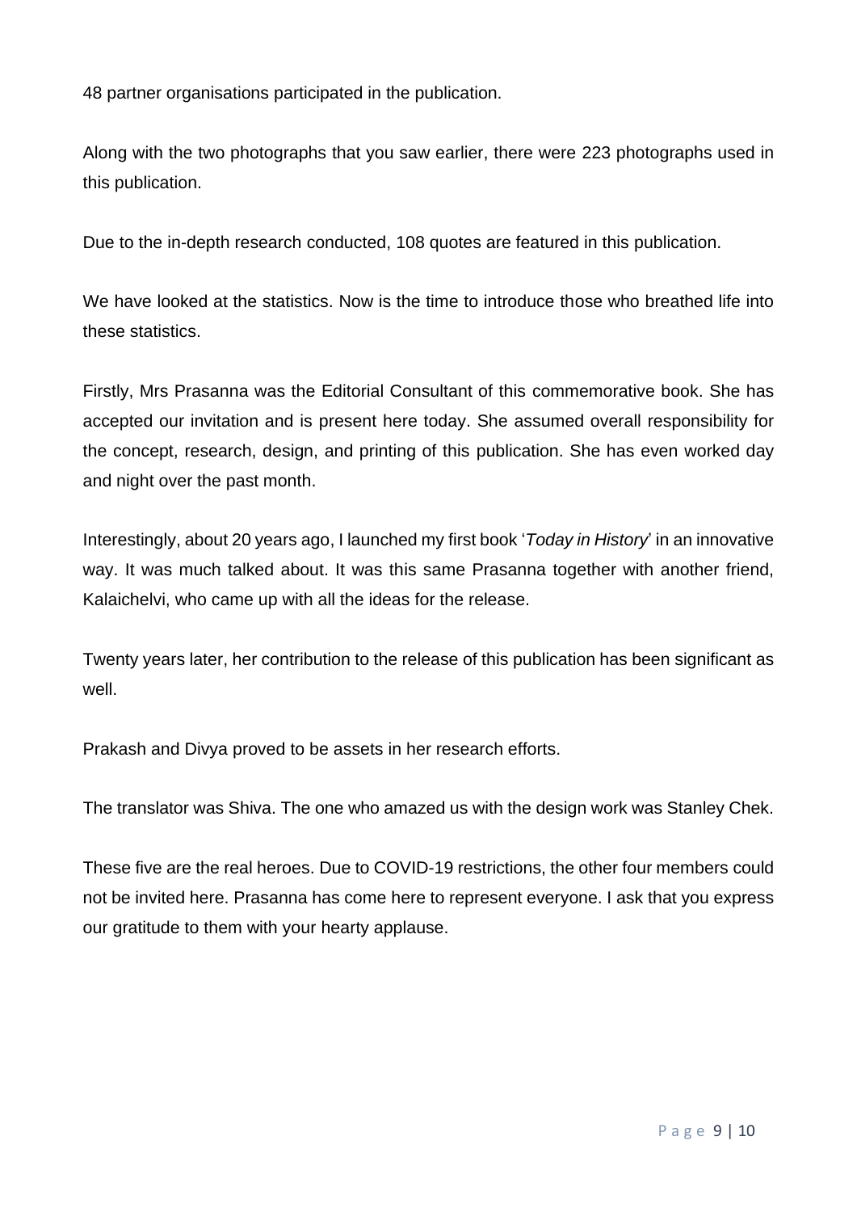48 partner organisations participated in the publication.

Along with the two photographs that you saw earlier, there were 223 photographs used in this publication.

Due to the in-depth research conducted, 108 quotes are featured in this publication.

We have looked at the statistics. Now is the time to introduce those who breathed life into these statistics.

Firstly, Mrs Prasanna was the Editorial Consultant of this commemorative book. She has accepted our invitation and is present here today. She assumed overall responsibility for the concept, research, design, and printing of this publication. She has even worked day and night over the past month.

Interestingly, about 20 years ago, I launched my first book '*Today in History*' in an innovative way. It was much talked about. It was this same Prasanna together with another friend, Kalaichelvi, who came up with all the ideas for the release.

Twenty years later, her contribution to the release of this publication has been significant as well.

Prakash and Divya proved to be assets in her research efforts.

The translator was Shiva. The one who amazed us with the design work was Stanley Chek.

These five are the real heroes. Due to COVID-19 restrictions, the other four members could not be invited here. Prasanna has come here to represent everyone. I ask that you express our gratitude to them with your hearty applause.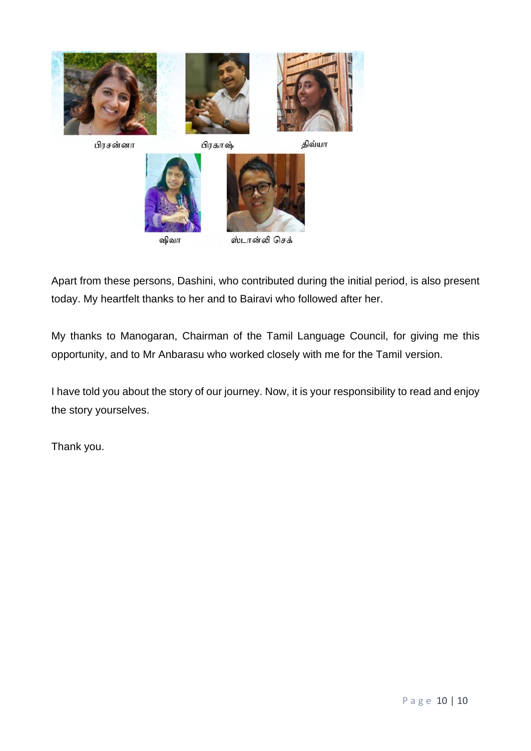பிரசன்னா

பிரகாஷ்

திவ்யா

ஷிவா

ஸ்டான்லி செக்

Apart from these persons, Dashini, who contributed during the initial period, is also present today. My heartfelt thanks to her and to Bairavi who followed after her.

My thanks to Manogaran, Chairman of the Tamil Language Council, for giving me this opportunity, and to Mr Anbarasu who worked closely with me for the Tamil version.

I have told you about the story of our journey. Now, it is your responsibility to read and enjoy the story yourselves.

Thank you.